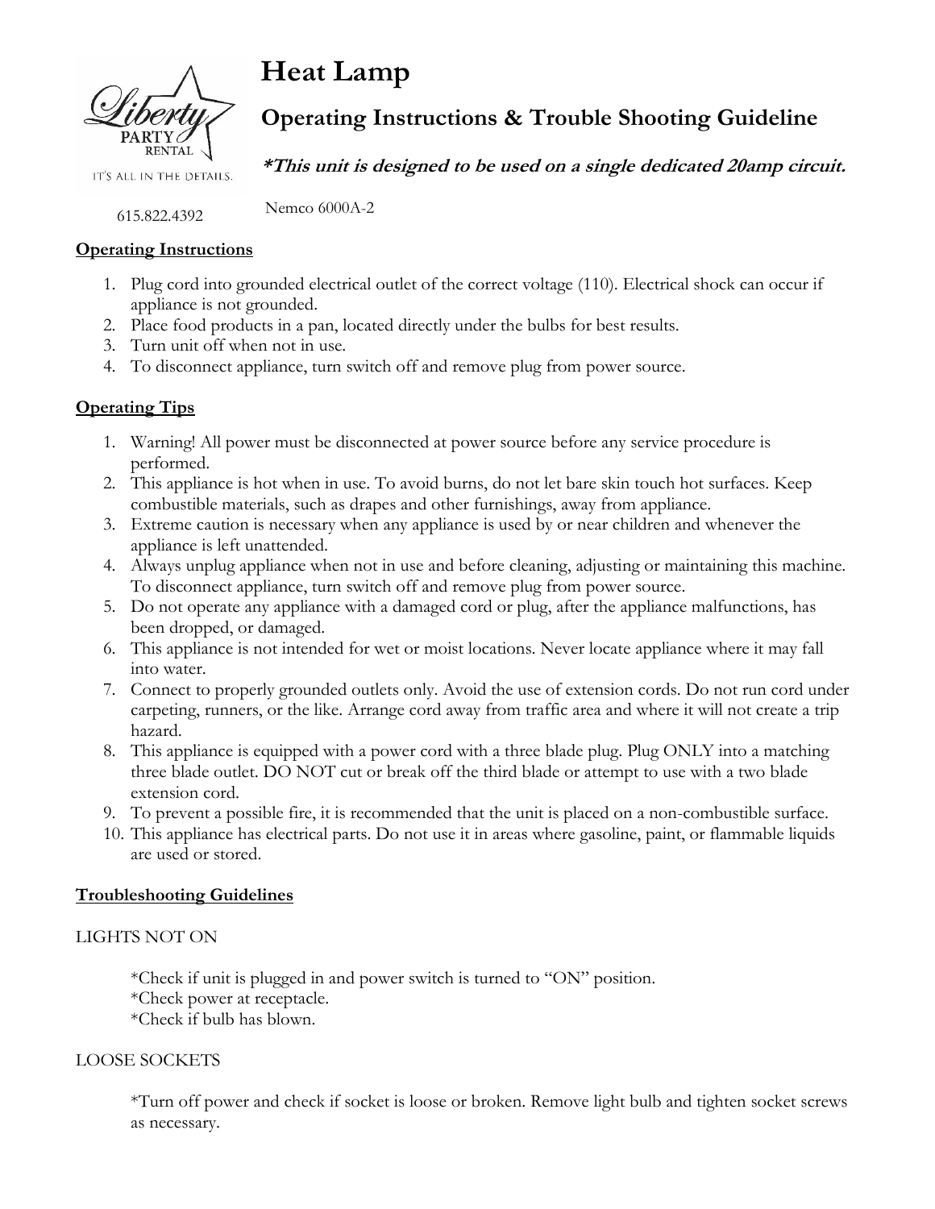Liberty PARTY RENTAL

IT'S ALL IN THE DETAILS.

615.822.4392

# Heat Lamp

## Operating Instructions & Trouble Shooting Guideline

***This unit is designed to be used on a single dedicated 20amp circuit.**

Nemco 6000A-2

### Operating Instructions

1. Plug cord into grounded electrical outlet of the correct voltage (110). Electrical shock can occur if appliance is not grounded.
2. Place food products in a pan, located directly under the bulbs for best results.
3. Turn unit off when not in use.
4. To disconnect appliance, turn switch off and remove plug from power source.

### Operating Tips

1. Warning! All power must be disconnected at power source before any service procedure is performed.
2. This appliance is hot when in use. To avoid burns, do not let bare skin touch hot surfaces. Keep combustible materials, such as drapes and other furnishings, away from appliance.
3. Extreme caution is necessary when any appliance is used by or near children and whenever the appliance is left unattended.
4. Always unplug appliance when not in use and before cleaning, adjusting or maintaining this machine. To disconnect appliance, turn switch off and remove plug from power source.
5. Do not operate any appliance with a damaged cord or plug, after the appliance malfunctions, has been dropped, or damaged.
6. This appliance is not intended for wet or moist locations. Never locate appliance where it may fall into water.
7. Connect to properly grounded outlets only. Avoid the use of extension cords. Do not run cord under carpeting, runners, or the like. Arrange cord away from traffic area and where it will not create a trip hazard.
8. This appliance is equipped with a power cord with a three blade plug. Plug ONLY into a matching three blade outlet. DO NOT cut or break off the third blade or attempt to use with a two blade extension cord.
9. To prevent a possible fire, it is recommended that the unit is placed on a non-combustible surface.
10. This appliance has electrical parts. Do not use it in areas where gasoline, paint, or flammable liquids are used or stored.

### Troubleshooting Guidelines

LIGHTS NOT ON

*Check if unit is plugged in and power switch is turned to "ON" position.
*Check power at receptacle.
*Check if bulb has blown.

LOOSE SOCKETS

*Turn off power and check if socket is loose or broken. Remove light bulb and tighten socket screws as necessary.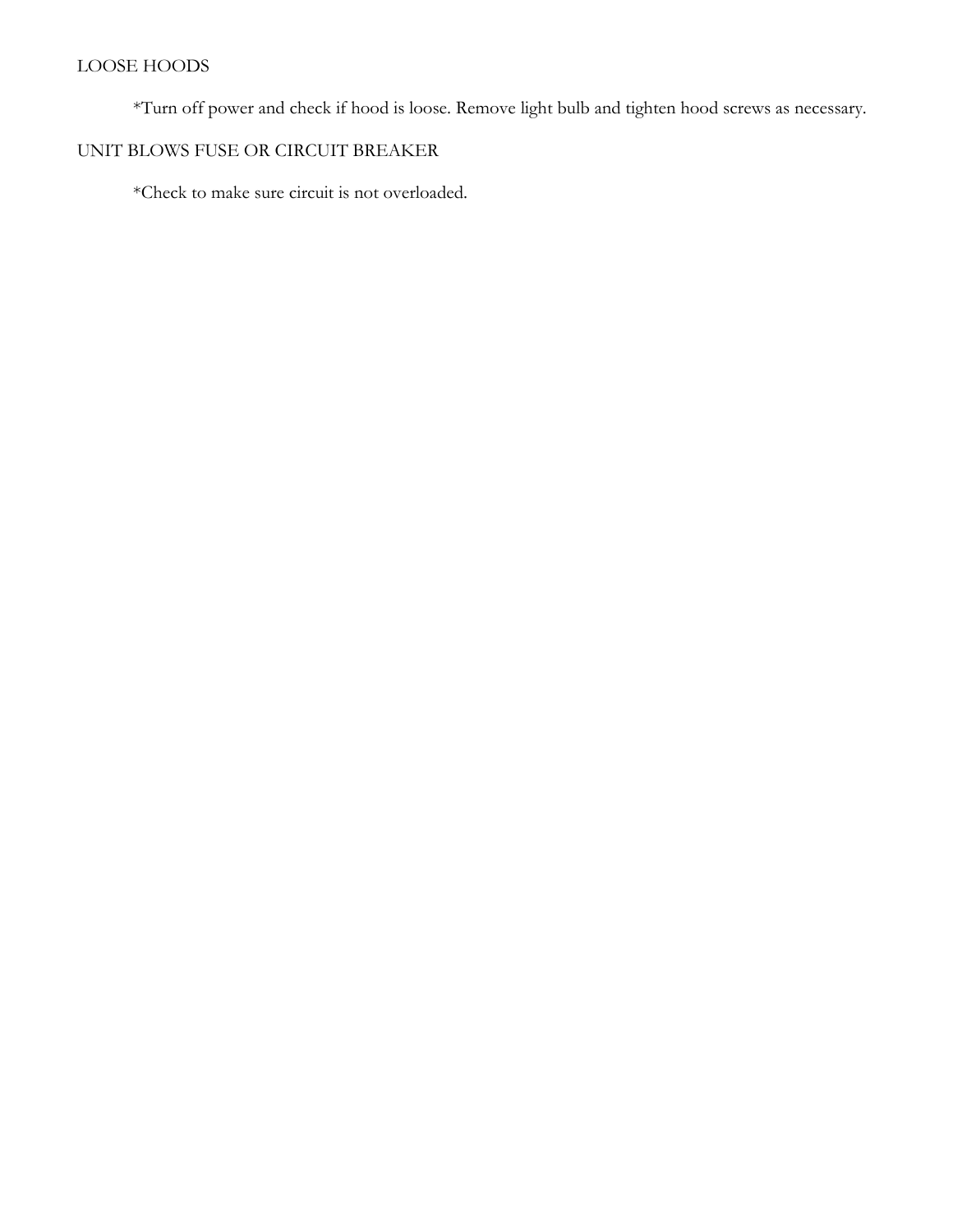LOOSE HOODS

*Turn off power and check if hood is loose. Remove light bulb and tighten hood screws as necessary.

UNIT BLOWS FUSE OR CIRCUIT BREAKER

*Check to make sure circuit is not overloaded.